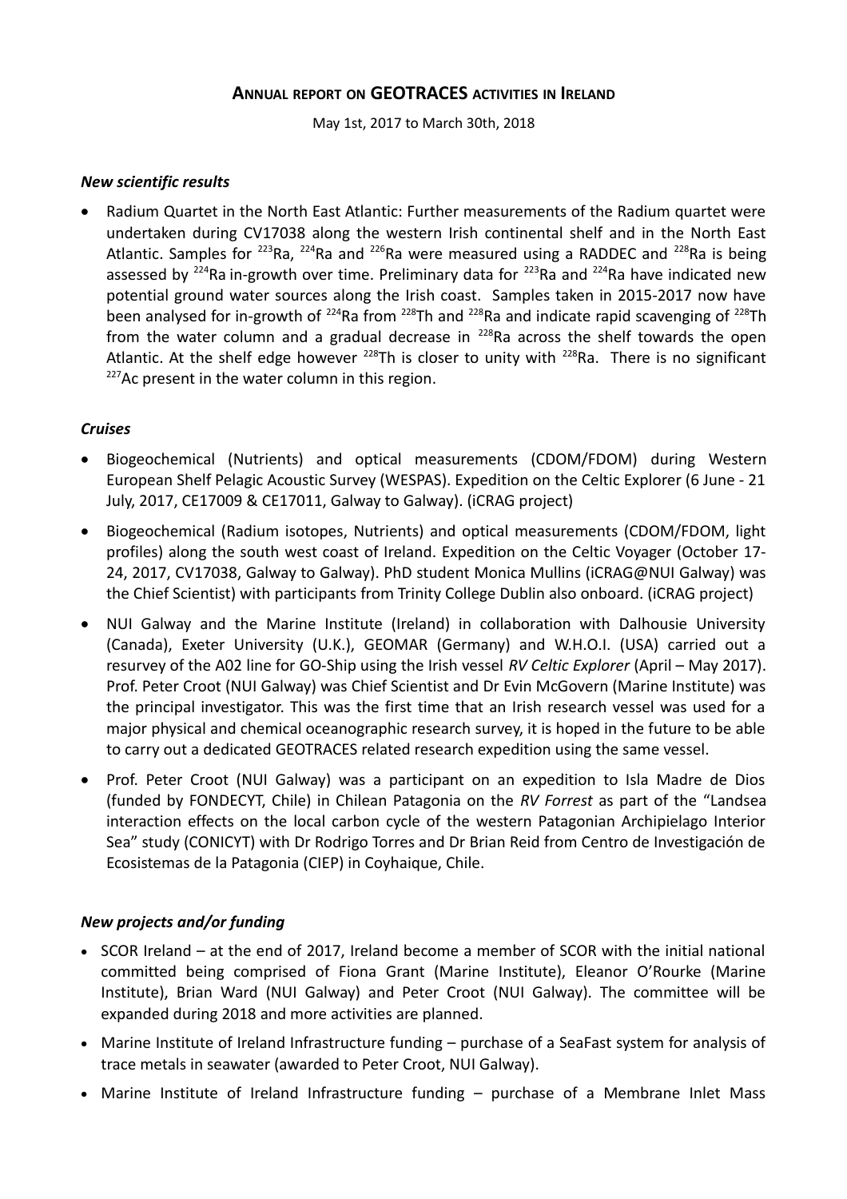# Annual report on GEOTRACES activities in Ireland

May 1st, 2017 to March 30th, 2018

### *New scientific results*

- Radium Quartet in the North East Atlantic: Further measurements of the Radium quartet were undertaken during CV17038 along the western Irish continental shelf and in the North East Atlantic. Samples for $^{223}$Ra, $^{224}$Ra and $^{226}$Ra were measured using a RADDEC and $^{228}$Ra is being assessed by $^{224}$Ra in-growth over time. Preliminary data for $^{223}$Ra and $^{224}$Ra have indicated new potential ground water sources along the Irish coast. Samples taken in 2015-2017 now have been analysed for in-growth of $^{224}$Ra from $^{228}$Th and $^{228}$Ra and indicate rapid scavenging of $^{228}$Th from the water column and a gradual decrease in $^{228}$Ra across the shelf towards the open Atlantic. At the shelf edge however $^{228}$Th is closer to unity with $^{228}$Ra. There is no significant $^{227}$Ac present in the water column in this region.

### *Cruises*

- Biogeochemical (Nutrients) and optical measurements (CDOM/FDOM) during Western European Shelf Pelagic Acoustic Survey (WESPAS). Expedition on the Celtic Explorer (6 June - 21 July, 2017, CE17009 & CE17011, Galway to Galway). (iCRAG project)
- Biogeochemical (Radium isotopes, Nutrients) and optical measurements (CDOM/FDOM, light profiles) along the south west coast of Ireland. Expedition on the Celtic Voyager (October 17-24, 2017, CV17038, Galway to Galway). PhD student Monica Mullins (iCRAG@NUI Galway) was the Chief Scientist) with participants from Trinity College Dublin also onboard. (iCRAG project)
- NUI Galway and the Marine Institute (Ireland) in collaboration with Dalhousie University (Canada), Exeter University (U.K.), GEOMAR (Germany) and W.H.O.I. (USA) carried out a resurvey of the A02 line for GO-Ship using the Irish vessel *RV Celtic Explorer* (April – May 2017). Prof. Peter Croot (NUI Galway) was Chief Scientist and Dr Evin McGovern (Marine Institute) was the principal investigator. This was the first time that an Irish research vessel was used for a major physical and chemical oceanographic research survey, it is hoped in the future to be able to carry out a dedicated GEOTRACES related research expedition using the same vessel.
- Prof. Peter Croot (NUI Galway) was a participant on an expedition to Isla Madre de Dios (funded by FONDECYT, Chile) in Chilean Patagonia on the *RV Forrest* as part of the "Landsea interaction effects on the local carbon cycle of the western Patagonian Archipielago Interior Sea" study (CONICYT) with Dr Rodrigo Torres and Dr Brian Reid from Centro de Investigación de Ecosistemas de la Patagonia (CIEP) in Coyhaique, Chile.

### *New projects and/or funding*

- SCOR Ireland – at the end of 2017, Ireland become a member of SCOR with the initial national committed being comprised of Fiona Grant (Marine Institute), Eleanor O'Rourke (Marine Institute), Brian Ward (NUI Galway) and Peter Croot (NUI Galway). The committee will be expanded during 2018 and more activities are planned.
- Marine Institute of Ireland Infrastructure funding – purchase of a SeaFast system for analysis of trace metals in seawater (awarded to Peter Croot, NUI Galway).
- Marine Institute of Ireland Infrastructure funding – purchase of a Membrane Inlet Mass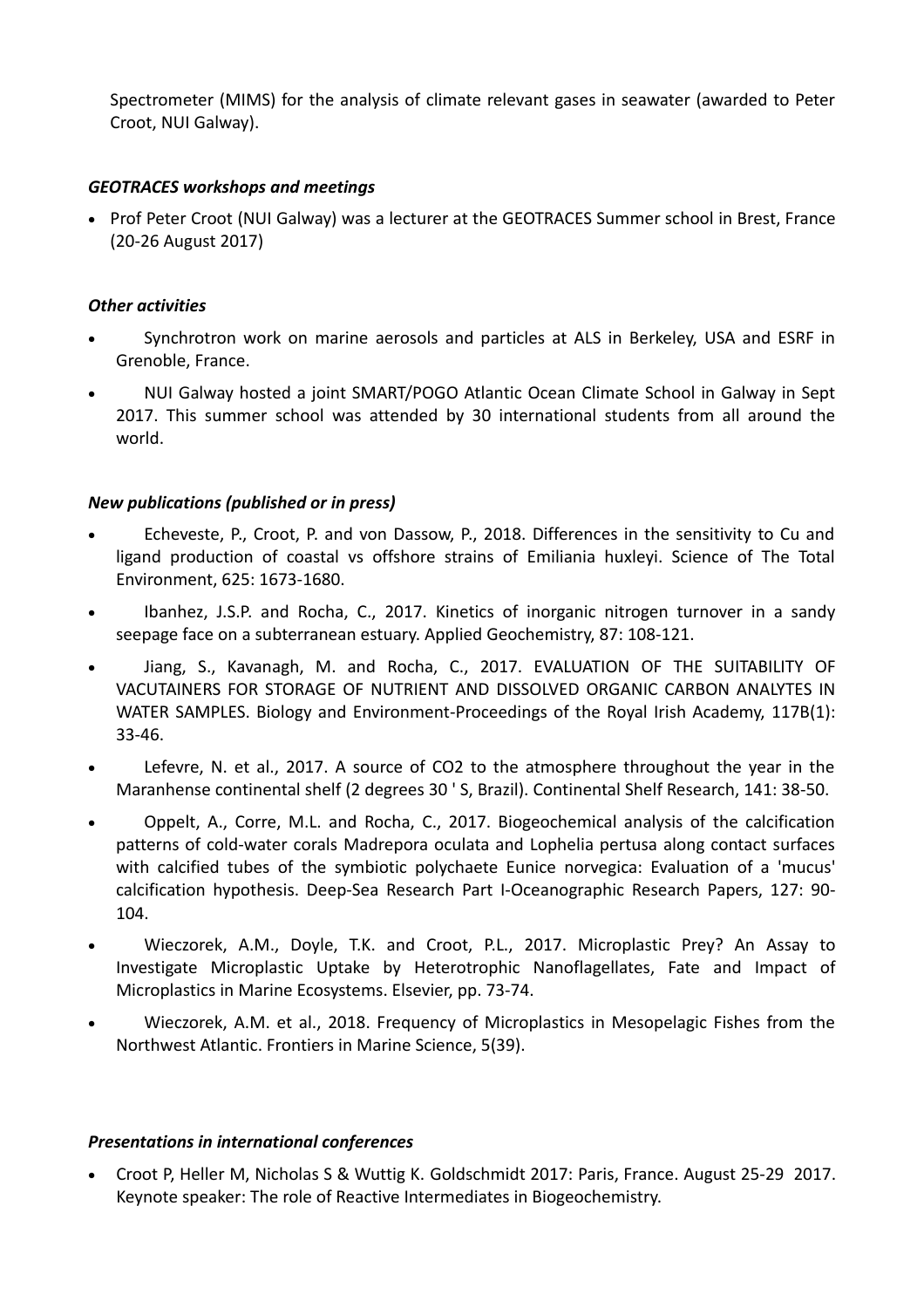Spectrometer (MIMS) for the analysis of climate relevant gases in seawater (awarded to Peter Croot, NUI Galway).

### *GEOTRACES workshops and meetings*

- Prof Peter Croot (NUI Galway) was a lecturer at the GEOTRACES Summer school in Brest, France (20-26 August 2017)

### *Other activities*

- Synchrotron work on marine aerosols and particles at ALS in Berkeley, USA and ESRF in Grenoble, France.
- NUI Galway hosted a joint SMART/POGO Atlantic Ocean Climate School in Galway in Sept 2017. This summer school was attended by 30 international students from all around the world.

### *New publications (published or in press)*

- Echeveste, P., Croot, P. and von Dassow, P., 2018. Differences in the sensitivity to Cu and ligand production of coastal vs offshore strains of Emiliania huxleyi. Science of The Total Environment, 625: 1673-1680.
- Ibanhez, J.S.P. and Rocha, C., 2017. Kinetics of inorganic nitrogen turnover in a sandy seepage face on a subterranean estuary. Applied Geochemistry, 87: 108-121.
- Jiang, S., Kavanagh, M. and Rocha, C., 2017. EVALUATION OF THE SUITABILITY OF VACUTAINERS FOR STORAGE OF NUTRIENT AND DISSOLVED ORGANIC CARBON ANALYTES IN WATER SAMPLES. Biology and Environment-Proceedings of the Royal Irish Academy, 117B(1): 33-46.
- Lefevre, N. et al., 2017. A source of CO2 to the atmosphere throughout the year in the Maranhense continental shelf (2 degrees 30 ' S, Brazil). Continental Shelf Research, 141: 38-50.
- Oppelt, A., Corre, M.L. and Rocha, C., 2017. Biogeochemical analysis of the calcification patterns of cold-water corals Madrepora oculata and Lophelia pertusa along contact surfaces with calcified tubes of the symbiotic polychaete Eunice norvegica: Evaluation of a 'mucus' calcification hypothesis. Deep-Sea Research Part I-Oceanographic Research Papers, 127: 90-104.
- Wieczorek, A.M., Doyle, T.K. and Croot, P.L., 2017. Microplastic Prey? An Assay to Investigate Microplastic Uptake by Heterotrophic Nanoflagellates, Fate and Impact of Microplastics in Marine Ecosystems. Elsevier, pp. 73-74.
- Wieczorek, A.M. et al., 2018. Frequency of Microplastics in Mesopelagic Fishes from the Northwest Atlantic. Frontiers in Marine Science, 5(39).

### *Presentations in international conferences*

- Croot P, Heller M, Nicholas S & Wuttig K. Goldschmidt 2017: Paris, France. August 25-29 2017. Keynote speaker: The role of Reactive Intermediates in Biogeochemistry.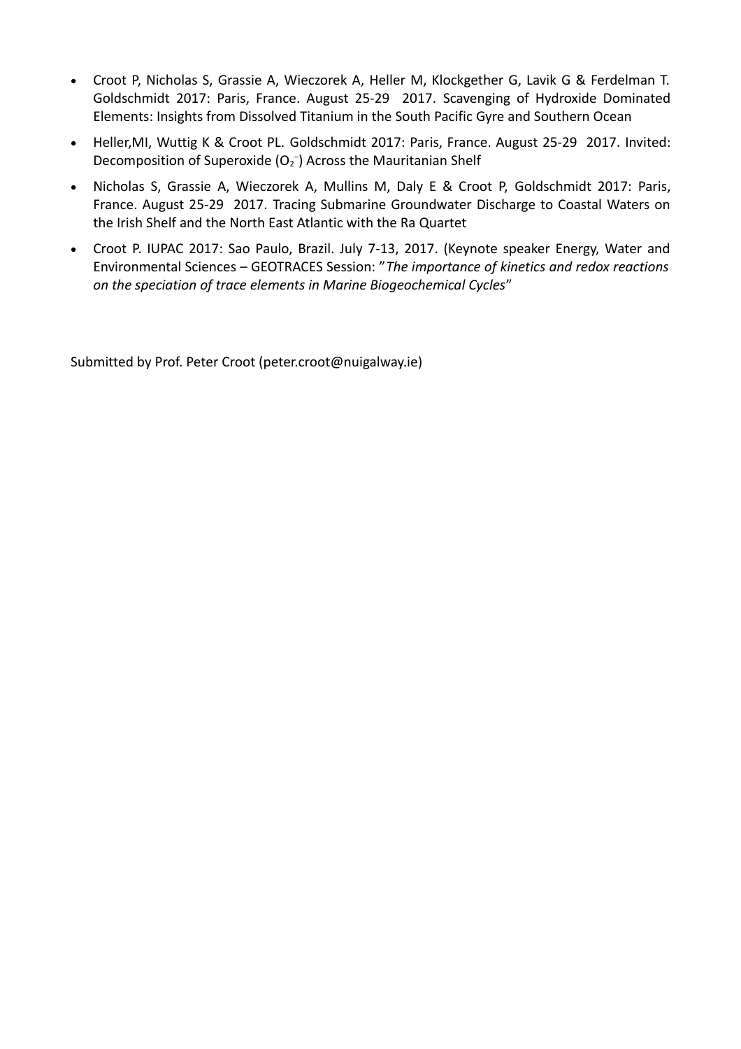- Croot P, Nicholas S, Grassie A, Wieczorek A, Heller M, Klockgether G, Lavik G & Ferdelman T. Goldschmidt 2017: Paris, France. August 25-29 2017. Scavenging of Hydroxide Dominated Elements: Insights from Dissolved Titanium in the South Pacific Gyre and Southern Ocean
- Heller,MI, Wuttig K & Croot PL. Goldschmidt 2017: Paris, France. August 25-29 2017. Invited: Decomposition of Superoxide ($O_2^-$) Across the Mauritanian Shelf
- Nicholas S, Grassie A, Wieczorek A, Mullins M, Daly E & Croot P, Goldschmidt 2017: Paris, France. August 25-29 2017. Tracing Submarine Groundwater Discharge to Coastal Waters on the Irish Shelf and the North East Atlantic with the Ra Quartet
- Croot P. IUPAC 2017: Sao Paulo, Brazil. July 7-13, 2017. (Keynote speaker Energy, Water and Environmental Sciences – GEOTRACES Session: "*The importance of kinetics and redox reactions on the speciation of trace elements in Marine Biogeochemical Cycles*"

Submitted by Prof. Peter Croot (peter.croot@nuigalway.ie)